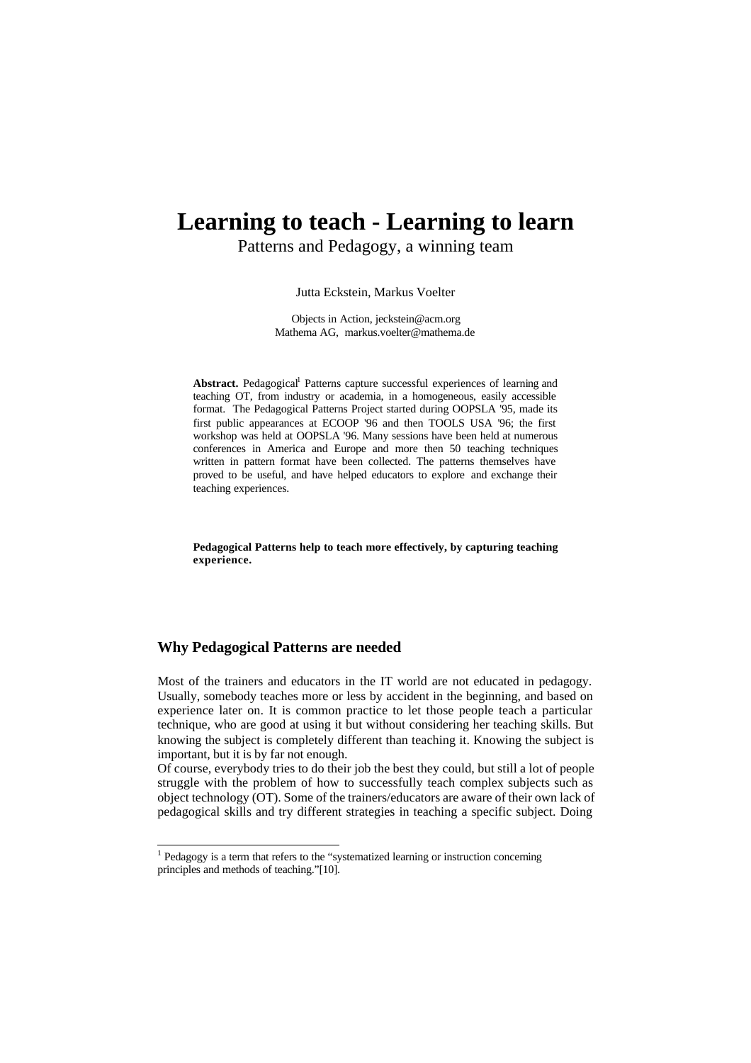# Learning to teach - Learning to learn

Patterns and Pedagogy, a winning team

Jutta Eckstein, Markus Voelter

Objects in Action, jeckstein@acm.org
Mathema AG, markus.voelter@mathema.de

**Abstract.** Pedagogical[1] Patterns capture successful experiences of learning and teaching OT, from industry or academia, in a homogeneous, easily accessible format. The Pedagogical Patterns Project started during OOPSLA '95, made its first public appearances at ECOOP '96 and then TOOLS USA '96; the first workshop was held at OOPSLA '96. Many sessions have been held at numerous conferences in America and Europe and more then 50 teaching techniques written in pattern format have been collected. The patterns themselves have proved to be useful, and have helped educators to explore and exchange their teaching experiences.

**Pedagogical Patterns help to teach more effectively, by capturing teaching experience.**

## Why Pedagogical Patterns are needed

Most of the trainers and educators in the IT world are not educated in pedagogy. Usually, somebody teaches more or less by accident in the beginning, and based on experience later on. It is common practice to let those people teach a particular technique, who are good at using it but without considering her teaching skills. But knowing the subject is completely different than teaching it. Knowing the subject is important, but it is by far not enough.

Of course, everybody tries to do their job the best they could, but still a lot of people struggle with the problem of how to successfully teach complex subjects such as object technology (OT). Some of the trainers/educators are aware of their own lack of pedagogical skills and try different strategies in teaching a specific subject. Doing

[1] Pedagogy is a term that refers to the "systematized learning or instruction concerning principles and methods of teaching."[10].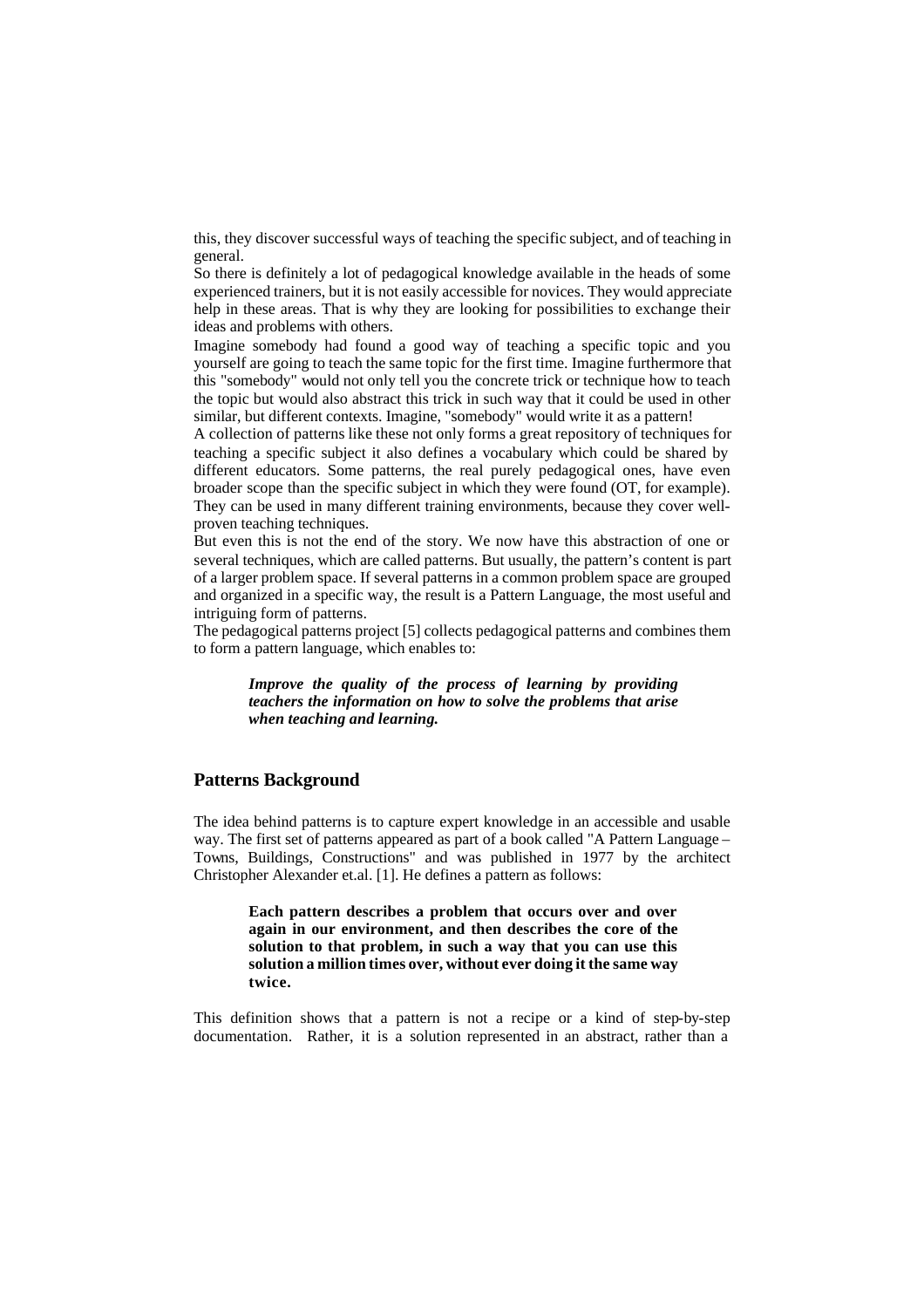this, they discover successful ways of teaching the specific subject, and of teaching in general.

So there is definitely a lot of pedagogical knowledge available in the heads of some experienced trainers, but it is not easily accessible for novices. They would appreciate help in these areas. That is why they are looking for possibilities to exchange their ideas and problems with others.

Imagine somebody had found a good way of teaching a specific topic and you yourself are going to teach the same topic for the first time. Imagine furthermore that this "somebody" would not only tell you the concrete trick or technique how to teach the topic but would also abstract this trick in such way that it could be used in other similar, but different contexts. Imagine, "somebody" would write it as a pattern!

A collection of patterns like these not only forms a great repository of techniques for teaching a specific subject it also defines a vocabulary which could be shared by different educators. Some patterns, the real purely pedagogical ones, have even broader scope than the specific subject in which they were found (OT, for example). They can be used in many different training environments, because they cover well-proven teaching techniques.

But even this is not the end of the story. We now have this abstraction of one or several techniques, which are called patterns. But usually, the pattern's content is part of a larger problem space. If several patterns in a common problem space are grouped and organized in a specific way, the result is a Pattern Language, the most useful and intriguing form of patterns.

The pedagogical patterns project [5] collects pedagogical patterns and combines them to form a pattern language, which enables to:

> ***Improve the quality of the process of learning by providing teachers the information on how to solve the problems that arise when teaching and learning.***

## Patterns Background

The idea behind patterns is to capture expert knowledge in an accessible and usable way. The first set of patterns appeared as part of a book called "A Pattern Language – Towns, Buildings, Constructions" and was published in 1977 by the architect Christopher Alexander et.al. [1]. He defines a pattern as follows:

> **Each pattern describes a problem that occurs over and over again in our environment, and then describes the core of the solution to that problem, in such a way that you can use this solution a million times over, without ever doing it the same way twice.**

This definition shows that a pattern is not a recipe or a kind of step-by-step documentation. Rather, it is a solution represented in an abstract, rather than a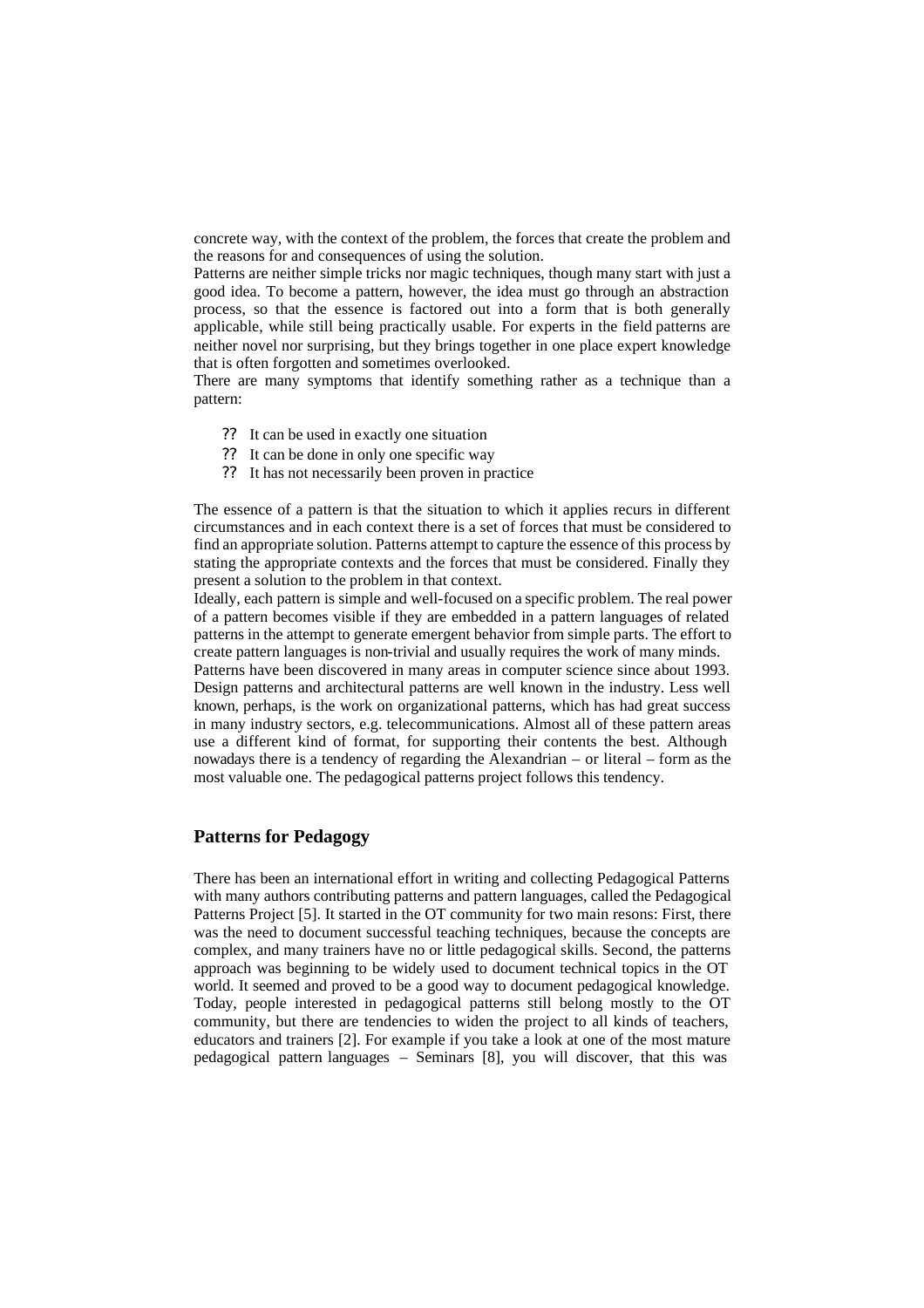concrete way, with the context of the problem, the forces that create the problem and the reasons for and consequences of using the solution.

Patterns are neither simple tricks nor magic techniques, though many start with just a good idea. To become a pattern, however, the idea must go through an abstraction process, so that the essence is factored out into a form that is both generally applicable, while still being practically usable. For experts in the field patterns are neither novel nor surprising, but they brings together in one place expert knowledge that is often forgotten and sometimes overlooked.

There are many symptoms that identify something rather as a technique than a pattern:

- It can be used in exactly one situation
- It can be done in only one specific way
- It has not necessarily been proven in practice

The essence of a pattern is that the situation to which it applies recurs in different circumstances and in each context there is a set of forces that must be considered to find an appropriate solution. Patterns attempt to capture the essence of this process by stating the appropriate contexts and the forces that must be considered. Finally they present a solution to the problem in that context.

Ideally, each pattern is simple and well-focused on a specific problem. The real power of a pattern becomes visible if they are embedded in a pattern languages of related patterns in the attempt to generate emergent behavior from simple parts. The effort to create pattern languages is non-trivial and usually requires the work of many minds.

Patterns have been discovered in many areas in computer science since about 1993. Design patterns and architectural patterns are well known in the industry. Less well known, perhaps, is the work on organizational patterns, which has had great success in many industry sectors, e.g. telecommunications. Almost all of these pattern areas use a different kind of format, for supporting their contents the best. Although nowadays there is a tendency of regarding the Alexandrian – or literal – form as the most valuable one. The pedagogical patterns project follows this tendency.

## Patterns for Pedagogy

There has been an international effort in writing and collecting Pedagogical Patterns with many authors contributing patterns and pattern languages, called the Pedagogical Patterns Project [5]. It started in the OT community for two main resons: First, there was the need to document successful teaching techniques, because the concepts are complex, and many trainers have no or little pedagogical skills. Second, the patterns approach was beginning to be widely used to document technical topics in the OT world. It seemed and proved to be a good way to document pedagogical knowledge. Today, people interested in pedagogical patterns still belong mostly to the OT community, but there are tendencies to widen the project to all kinds of teachers, educators and trainers [2]. For example if you take a look at one of the most mature pedagogical pattern languages – Seminars [8], you will discover, that this was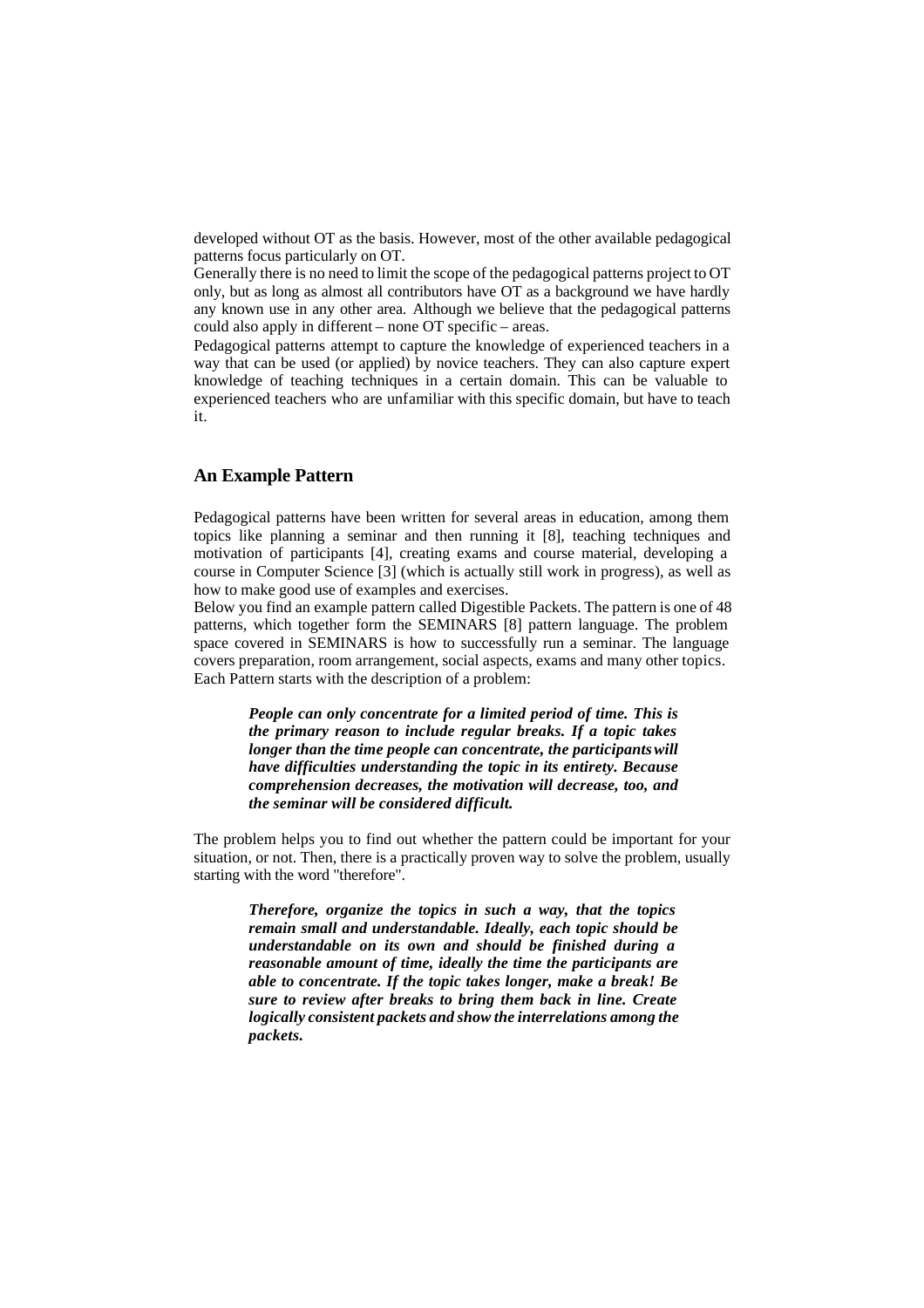developed without OT as the basis. However, most of the other available pedagogical patterns focus particularly on OT.

Generally there is no need to limit the scope of the pedagogical patterns project to OT only, but as long as almost all contributors have OT as a background we have hardly any known use in any other area. Although we believe that the pedagogical patterns could also apply in different – none OT specific – areas.

Pedagogical patterns attempt to capture the knowledge of experienced teachers in a way that can be used (or applied) by novice teachers. They can also capture expert knowledge of teaching techniques in a certain domain. This can be valuable to experienced teachers who are unfamiliar with this specific domain, but have to teach it.

## An Example Pattern

Pedagogical patterns have been written for several areas in education, among them topics like planning a seminar and then running it [8], teaching techniques and motivation of participants [4], creating exams and course material, developing a course in Computer Science [3] (which is actually still work in progress), as well as how to make good use of examples and exercises.

Below you find an example pattern called Digestible Packets. The pattern is one of 48 patterns, which together form the SEMINARS [8] pattern language. The problem space covered in SEMINARS is how to successfully run a seminar. The language covers preparation, room arrangement, social aspects, exams and many other topics.

Each Pattern starts with the description of a problem:

> ***People can only concentrate for a limited period of time. This is the primary reason to include regular breaks. If a topic takes longer than the time people can concentrate, the participants will have difficulties understanding the topic in its entirety. Because comprehension decreases, the motivation will decrease, too, and the seminar will be considered difficult.***

The problem helps you to find out whether the pattern could be important for your situation, or not. Then, there is a practically proven way to solve the problem, usually starting with the word "therefore".

> ***Therefore, organize the topics in such a way, that the topics remain small and understandable. Ideally, each topic should be understandable on its own and should be finished during a reasonable amount of time, ideally the time the participants are able to concentrate. If the topic takes longer, make a break! Be sure to review after breaks to bring them back in line. Create logically consistent packets and show the interrelations among the packets.***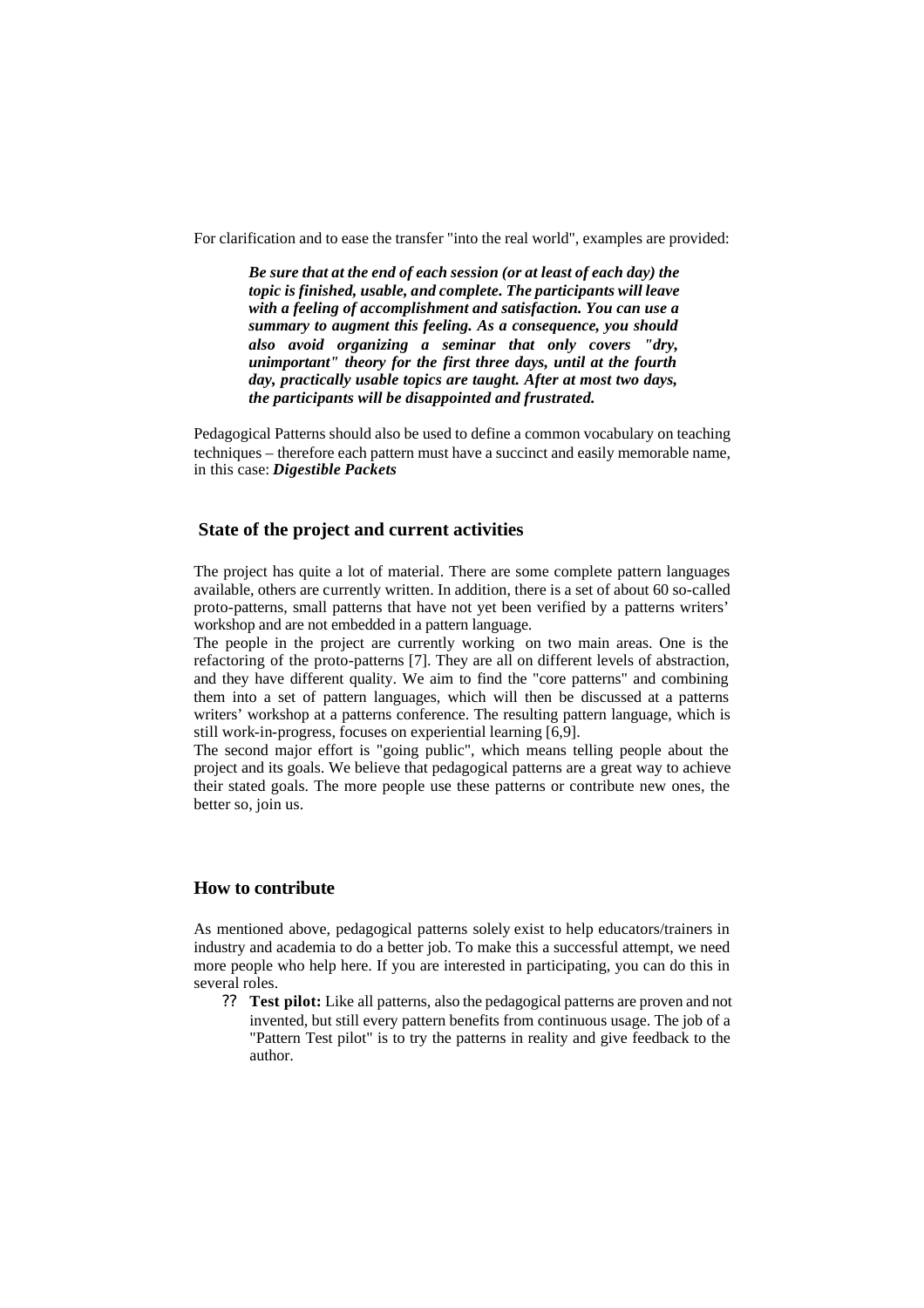For clarification and to ease the transfer "into the real world", examples are provided:

> ***Be sure that at the end of each session (or at least of each day) the topic is finished, usable, and complete. The participants will leave with a feeling of accomplishment and satisfaction. You can use a summary to augment this feeling. As a consequence, you should also avoid organizing a seminar that only covers "dry, unimportant" theory for the first three days, until at the fourth day, practically usable topics are taught. After at most two days, the participants will be disappointed and frustrated.***

Pedagogical Patterns should also be used to define a common vocabulary on teaching techniques – therefore each pattern must have a succinct and easily memorable name, in this case: ***Digestible Packets***

## State of the project and current activities

The project has quite a lot of material. There are some complete pattern languages available, others are currently written. In addition, there is a set of about 60 so-called proto-patterns, small patterns that have not yet been verified by a patterns writers' workshop and are not embedded in a pattern language.

The people in the project are currently working on two main areas. One is the refactoring of the proto-patterns [7]. They are all on different levels of abstraction, and they have different quality. We aim to find the "core patterns" and combining them into a set of pattern languages, which will then be discussed at a patterns writers' workshop at a patterns conference. The resulting pattern language, which is still work-in-progress, focuses on experiential learning [6,9].

The second major effort is "going public", which means telling people about the project and its goals. We believe that pedagogical patterns are a great way to achieve their stated goals. The more people use these patterns or contribute new ones, the better so, join us.

## How to contribute

As mentioned above, pedagogical patterns solely exist to help educators/trainers in industry and academia to do a better job. To make this a successful attempt, we need more people who help here. If you are interested in participating, you can do this in several roles.

- **Test pilot:** Like all patterns, also the pedagogical patterns are proven and not invented, but still every pattern benefits from continuous usage. The job of a "Pattern Test pilot" is to try the patterns in reality and give feedback to the author.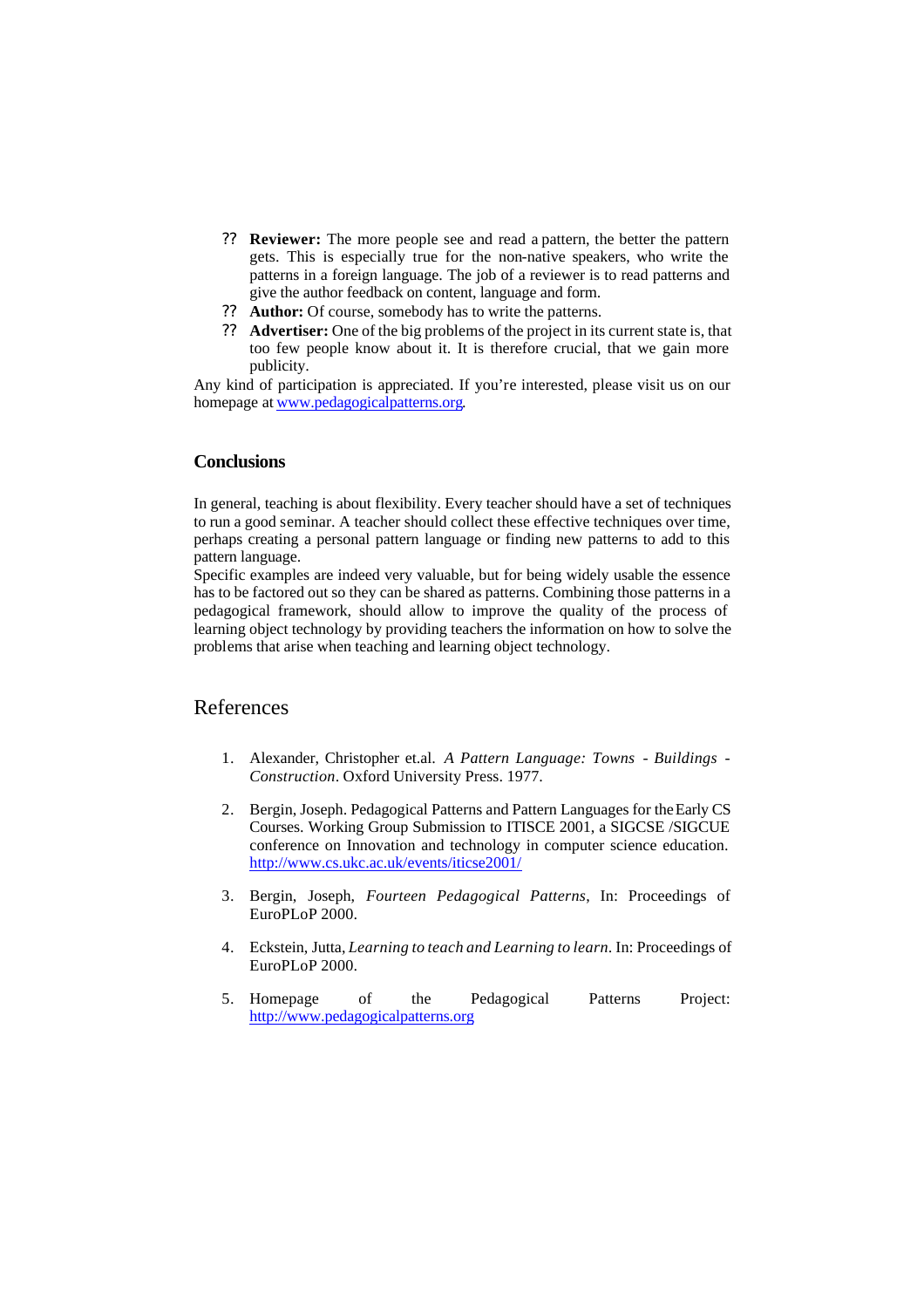- **Reviewer:** The more people see and read a pattern, the better the pattern gets. This is especially true for the non-native speakers, who write the patterns in a foreign language. The job of a reviewer is to read patterns and give the author feedback on content, language and form.
- **Author:** Of course, somebody has to write the patterns.
- **Advertiser:** One of the big problems of the project in its current state is, that too few people know about it. It is therefore crucial, that we gain more publicity.

Any kind of participation is appreciated. If you're interested, please visit us on our homepage at www.pedagogicalpatterns.org.

### Conclusions

In general, teaching is about flexibility. Every teacher should have a set of techniques to run a good seminar. A teacher should collect these effective techniques over time, perhaps creating a personal pattern language or finding new patterns to add to this pattern language.

Specific examples are indeed very valuable, but for being widely usable the essence has to be factored out so they can be shared as patterns. Combining those patterns in a pedagogical framework, should allow to improve the quality of the process of learning object technology by providing teachers the information on how to solve the problems that arise when teaching and learning object technology.

## References

1. Alexander, Christopher et.al. *A Pattern Language: Towns - Buildings - Construction*. Oxford University Press. 1977.

2. Bergin, Joseph. Pedagogical Patterns and Pattern Languages for the Early CS Courses. Working Group Submission to ITISCE 2001, a SIGCSE /SIGCUE conference on Innovation and technology in computer science education. http://www.cs.ukc.ac.uk/events/iticse2001/

3. Bergin, Joseph, *Fourteen Pedagogical Patterns*, In: Proceedings of EuroPLoP 2000.

4. Eckstein, Jutta, *Learning to teach and Learning to learn*. In: Proceedings of EuroPLoP 2000.

5. Homepage of the Pedagogical Patterns Project: http://www.pedagogicalpatterns.org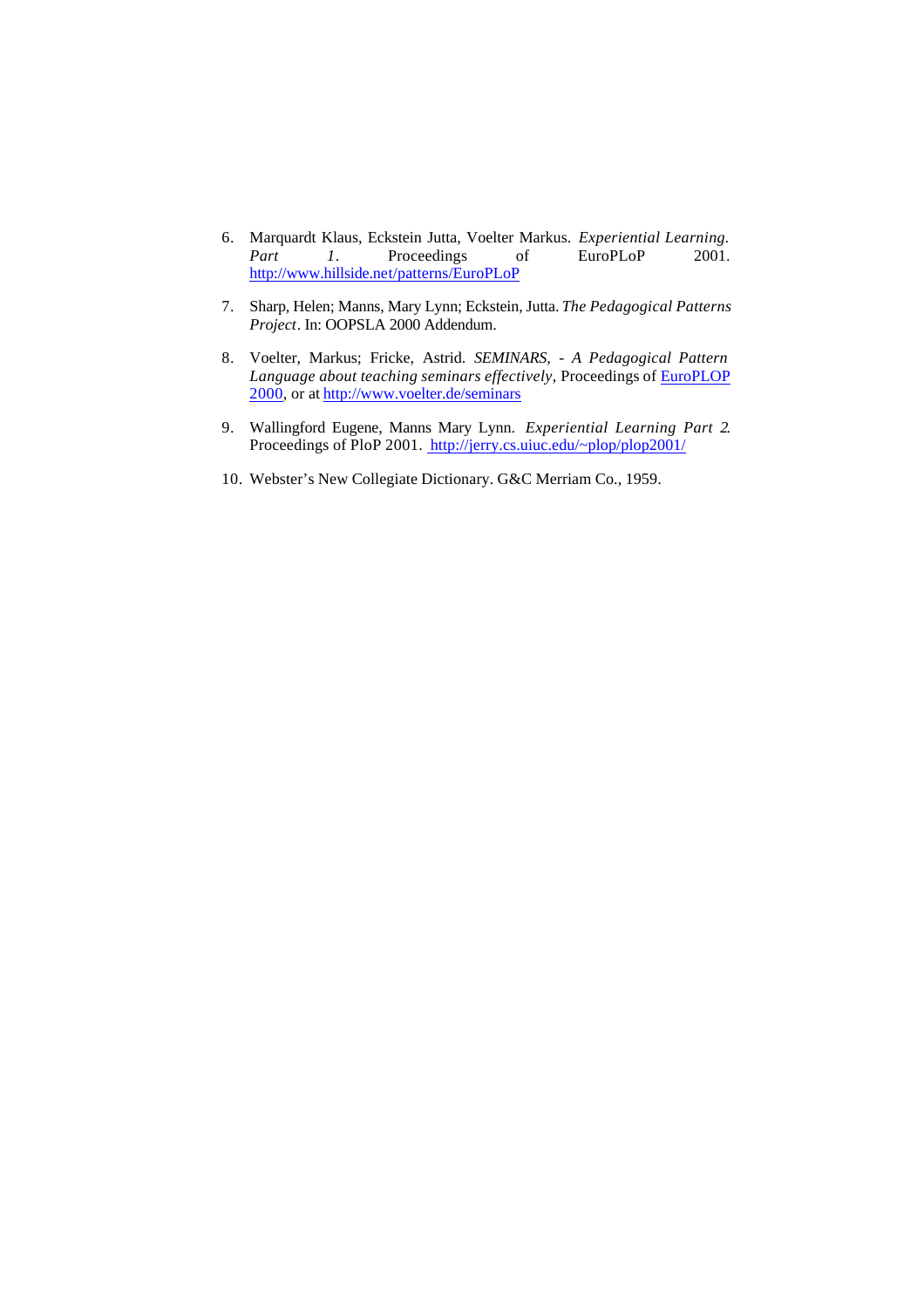6. Marquardt Klaus, Eckstein Jutta, Voelter Markus. *Experiential Learning. Part 1*. Proceedings of EuroPLoP 2001. http://www.hillside.net/patterns/EuroPLoP

7. Sharp, Helen; Manns, Mary Lynn; Eckstein, Jutta. *The Pedagogical Patterns Project*. In: OOPSLA 2000 Addendum.

8. Voelter, Markus; Fricke, Astrid. *SEMINARS, - A Pedagogical Pattern Language about teaching seminars effectively*, Proceedings of EuroPLOP 2000, or at http://www.voelter.de/seminars

9. Wallingford Eugene, Manns Mary Lynn. *Experiential Learning Part 2*. Proceedings of PloP 2001. http://jerry.cs.uiuc.edu/~plop/plop2001/

10. Webster's New Collegiate Dictionary. G&C Merriam Co., 1959.